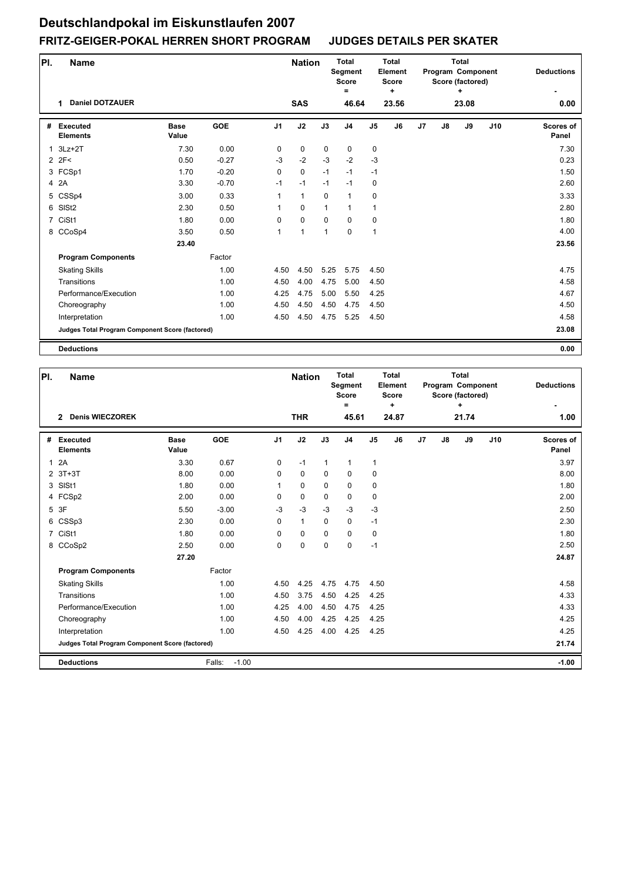# Deutschlandpokal im Eiskunstlaufen 2007

## FRITZ-GEIGER-POKAL HERREN SHORT PROGRAM JUDGES DETAILS PER SKATER

| Pl. | Name | Nation | Total Segment Score = | Total Element Score + | Total Program Component Score (factored) + | Deductions - |
|---|---|---|---|---|---|---|
| 1 | Daniel DOTZAUER | SAS | 46.64 | 23.56 | 23.08 | 0.00 |

| # | Executed Elements | Base Value | GOE | J1 | J2 | J3 | J4 | J5 | J6 | J7 | J8 | J9 | J10 | Scores of Panel |
|---|---|---|---|---|---|---|---|---|---|---|---|---|---|---|
| 1 | 3Lz+2T | 7.30 | 0.00 | 0 | 0 | 0 | 0 | 0 | | | | | | 7.30 |
| 2 | 2F< | 0.50 | -0.27 | -3 | -2 | -3 | -2 | -3 | | | | | | 0.23 |
| 3 | FCSp1 | 1.70 | -0.20 | 0 | 0 | -1 | -1 | -1 | | | | | | 1.50 |
| 4 | 2A | 3.30 | -0.70 | -1 | -1 | -1 | -1 | 0 | | | | | | 2.60 |
| 5 | CSSp4 | 3.00 | 0.33 | 1 | 1 | 0 | 1 | 0 | | | | | | 3.33 |
| 6 | SlSt2 | 2.30 | 0.50 | 1 | 0 | 1 | 1 | 1 | | | | | | 2.80 |
| 7 | CiSt1 | 1.80 | 0.00 | 0 | 0 | 0 | 0 | 0 | | | | | | 1.80 |
| 8 | CCoSp4 | 3.50 | 0.50 | 1 | 1 | 1 | 0 | 1 | | | | | | 4.00 |
| | | 23.40 | | | | | | | | | | | | 23.56 |
| | **Program Components** | | Factor | | | | | | | | | | | |
| | Skating Skills | | 1.00 | 4.50 | 4.50 | 5.25 | 5.75 | 4.50 | | | | | | 4.75 |
| | Transitions | | 1.00 | 4.50 | 4.00 | 4.75 | 5.00 | 4.50 | | | | | | 4.58 |
| | Performance/Execution | | 1.00 | 4.25 | 4.75 | 5.00 | 5.50 | 4.25 | | | | | | 4.67 |
| | Choreography | | 1.00 | 4.50 | 4.50 | 4.50 | 4.75 | 4.50 | | | | | | 4.50 |
| | Interpretation | | 1.00 | 4.50 | 4.50 | 4.75 | 5.25 | 4.50 | | | | | | 4.58 |
| | **Judges Total Program Component Score (factored)** | | | | | | | | | | | | | 23.08 |
| | **Deductions** | | | | | | | | | | | | | 0.00 |

| Pl. | Name | Nation | Total Segment Score = | Total Element Score + | Total Program Component Score (factored) + | Deductions - |
|---|---|---|---|---|---|---|
| 2 | Denis WIECZOREK | THR | 45.61 | 24.87 | 21.74 | 1.00 |

| # | Executed Elements | Base Value | GOE | J1 | J2 | J3 | J4 | J5 | J6 | J7 | J8 | J9 | J10 | Scores of Panel |
|---|---|---|---|---|---|---|---|---|---|---|---|---|---|---|
| 1 | 2A | 3.30 | 0.67 | 0 | -1 | 1 | 1 | 1 | | | | | | 3.97 |
| 2 | 3T+3T | 8.00 | 0.00 | 0 | 0 | 0 | 0 | 0 | | | | | | 8.00 |
| 3 | SlSt1 | 1.80 | 0.00 | 1 | 0 | 0 | 0 | 0 | | | | | | 1.80 |
| 4 | FCSp2 | 2.00 | 0.00 | 0 | 0 | 0 | 0 | 0 | | | | | | 2.00 |
| 5 | 3F | 5.50 | -3.00 | -3 | -3 | -3 | -3 | -3 | | | | | | 2.50 |
| 6 | CSSp3 | 2.30 | 0.00 | 0 | 1 | 0 | 0 | -1 | | | | | | 2.30 |
| 7 | CiSt1 | 1.80 | 0.00 | 0 | 0 | 0 | 0 | 0 | | | | | | 1.80 |
| 8 | CCoSp2 | 2.50 | 0.00 | 0 | 0 | 0 | 0 | -1 | | | | | | 2.50 |
| | | 27.20 | | | | | | | | | | | | 24.87 |
| | **Program Components** | | Factor | | | | | | | | | | | |
| | Skating Skills | | 1.00 | 4.50 | 4.25 | 4.75 | 4.75 | 4.50 | | | | | | 4.58 |
| | Transitions | | 1.00 | 4.50 | 3.75 | 4.50 | 4.25 | 4.25 | | | | | | 4.33 |
| | Performance/Execution | | 1.00 | 4.25 | 4.00 | 4.50 | 4.75 | 4.25 | | | | | | 4.33 |
| | Choreography | | 1.00 | 4.50 | 4.00 | 4.25 | 4.25 | 4.25 | | | | | | 4.25 |
| | Interpretation | | 1.00 | 4.50 | 4.25 | 4.00 | 4.25 | 4.25 | | | | | | 4.25 |
| | **Judges Total Program Component Score (factored)** | | | | | | | | | | | | | 21.74 |
| | **Deductions** | | Falls: -1.00 | | | | | | | | | | | -1.00 |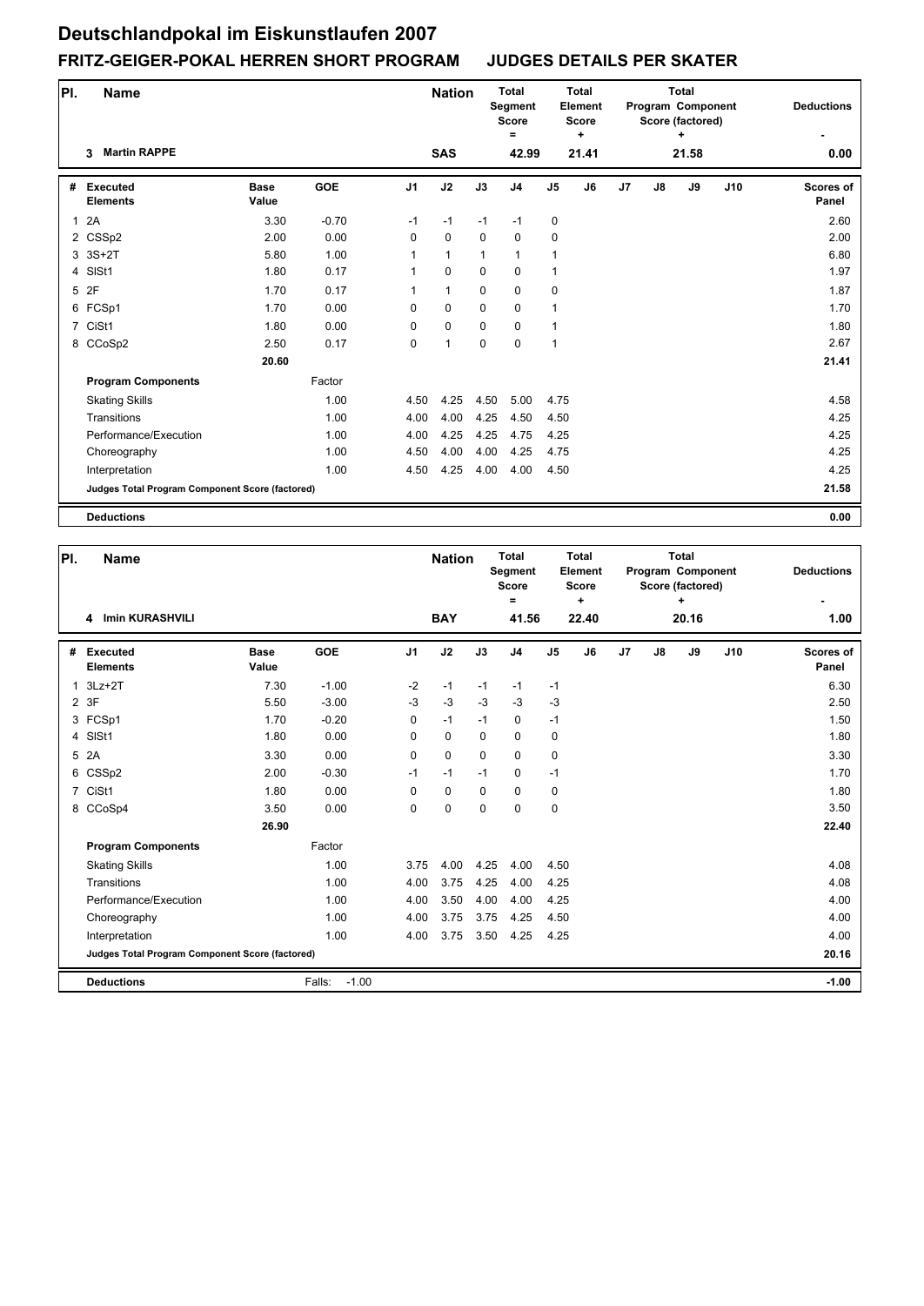# Deutschlandpokal im Eiskunstlaufen 2007

## FRITZ-GEIGER-POKAL HERREN SHORT PROGRAM JUDGES DETAILS PER SKATER

| Pl. | Name | | | Nation | | Total Segment Score = | | Total Element Score + | | Total Program Component Score (factored) + | | | | Deductions - |
|---|---|---|---|---|---|---|---|---|---|---|---|---|---|---|
| 3 | Martin RAPPE | | | SAS | | 42.99 | | 21.41 | | 21.58 | | | | 0.00 |

| # | Executed Elements | Base Value | GOE | J1 | J2 | J3 | J4 | J5 | J6 | J7 | J8 | J9 | J10 | Scores of Panel |
|---|---|---|---|---|---|---|---|---|---|---|---|---|---|---|
| 1 | 2A | 3.30 | -0.70 | -1 | -1 | -1 | -1 | 0 | | | | | | 2.60 |
| 2 | CSSp2 | 2.00 | 0.00 | 0 | 0 | 0 | 0 | 0 | | | | | | 2.00 |
| 3 | 3S+2T | 5.80 | 1.00 | 1 | 1 | 1 | 1 | 1 | | | | | | 6.80 |
| 4 | SlSt1 | 1.80 | 0.17 | 1 | 0 | 0 | 0 | 1 | | | | | | 1.97 |
| 5 | 2F | 1.70 | 0.17 | 1 | 1 | 0 | 0 | 0 | | | | | | 1.87 |
| 6 | FCSp1 | 1.70 | 0.00 | 0 | 0 | 0 | 0 | 1 | | | | | | 1.70 |
| 7 | CiSt1 | 1.80 | 0.00 | 0 | 0 | 0 | 0 | 1 | | | | | | 1.80 |
| 8 | CCoSp2 | 2.50 | 0.17 | 0 | 1 | 0 | 0 | 1 | | | | | | 2.67 |
| | | 20.60 | | | | | | | | | | | | 21.41 |
| | **Program Components** | | Factor | | | | | | | | | | | |
| | Skating Skills | | 1.00 | 4.50 | 4.25 | 4.50 | 5.00 | 4.75 | | | | | | 4.58 |
| | Transitions | | 1.00 | 4.00 | 4.00 | 4.25 | 4.50 | 4.50 | | | | | | 4.25 |
| | Performance/Execution | | 1.00 | 4.00 | 4.25 | 4.25 | 4.75 | 4.25 | | | | | | 4.25 |
| | Choreography | | 1.00 | 4.50 | 4.00 | 4.00 | 4.25 | 4.75 | | | | | | 4.25 |
| | Interpretation | | 1.00 | 4.50 | 4.25 | 4.00 | 4.00 | 4.50 | | | | | | 4.25 |
| | **Judges Total Program Component Score (factored)** | | | | | | | | | | | | | 21.58 |
| | **Deductions** | | | | | | | | | | | | | 0.00 |

| Pl. | Name | | | Nation | | Total Segment Score = | | Total Element Score + | | Total Program Component Score (factored) + | | | | Deductions - |
|---|---|---|---|---|---|---|---|---|---|---|---|---|---|---|
| 4 | Imin KURASHVILI | | | BAY | | 41.56 | | 22.40 | | 20.16 | | | | 1.00 |

| # | Executed Elements | Base Value | GOE | J1 | J2 | J3 | J4 | J5 | J6 | J7 | J8 | J9 | J10 | Scores of Panel |
|---|---|---|---|---|---|---|---|---|---|---|---|---|---|---|
| 1 | 3Lz+2T | 7.30 | -1.00 | -2 | -1 | -1 | -1 | -1 | | | | | | 6.30 |
| 2 | 3F | 5.50 | -3.00 | -3 | -3 | -3 | -3 | -3 | | | | | | 2.50 |
| 3 | FCSp1 | 1.70 | -0.20 | 0 | -1 | -1 | 0 | -1 | | | | | | 1.50 |
| 4 | SlSt1 | 1.80 | 0.00 | 0 | 0 | 0 | 0 | 0 | | | | | | 1.80 |
| 5 | 2A | 3.30 | 0.00 | 0 | 0 | 0 | 0 | 0 | | | | | | 3.30 |
| 6 | CSSp2 | 2.00 | -0.30 | -1 | -1 | -1 | 0 | -1 | | | | | | 1.70 |
| 7 | CiSt1 | 1.80 | 0.00 | 0 | 0 | 0 | 0 | 0 | | | | | | 1.80 |
| 8 | CCoSp4 | 3.50 | 0.00 | 0 | 0 | 0 | 0 | 0 | | | | | | 3.50 |
| | | 26.90 | | | | | | | | | | | | 22.40 |
| | **Program Components** | | Factor | | | | | | | | | | | |
| | Skating Skills | | 1.00 | 3.75 | 4.00 | 4.25 | 4.00 | 4.50 | | | | | | 4.08 |
| | Transitions | | 1.00 | 4.00 | 3.75 | 4.25 | 4.00 | 4.25 | | | | | | 4.08 |
| | Performance/Execution | | 1.00 | 4.00 | 3.50 | 4.00 | 4.00 | 4.25 | | | | | | 4.00 |
| | Choreography | | 1.00 | 4.00 | 3.75 | 3.75 | 4.25 | 4.50 | | | | | | 4.00 |
| | Interpretation | | 1.00 | 4.00 | 3.75 | 3.50 | 4.25 | 4.25 | | | | | | 4.00 |
| | **Judges Total Program Component Score (factored)** | | | | | | | | | | | | | 20.16 |
| | **Deductions** | | Falls: -1.00 | | | | | | | | | | | -1.00 |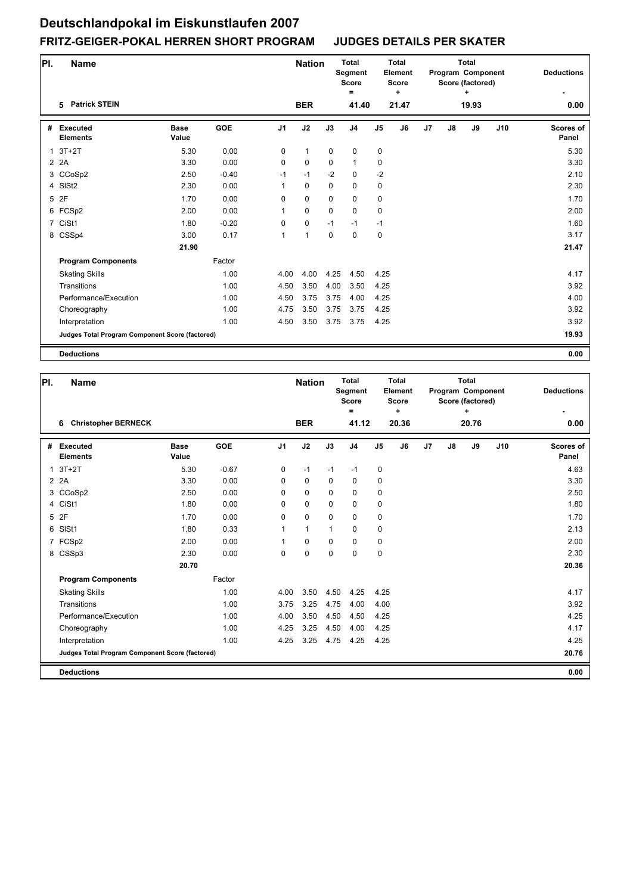# Deutschlandpokal im Eiskunstlaufen 2007

## FRITZ-GEIGER-POKAL HERREN SHORT PROGRAM JUDGES DETAILS PER SKATER

| Pl. | Name | Nation | Total Segment Score = | Total Element Score + | Total Program Component Score (factored) + | Deductions - |
|---|---|---|---|---|---|---|
| 5 | Patrick STEIN | BER | 41.40 | 21.47 | 19.93 | 0.00 |

| # | Executed Elements | Base Value | GOE | J1 | J2 | J3 | J4 | J5 | J6 | J7 | J8 | J9 | J10 | Scores of Panel |
|---|---|---|---|---|---|---|---|---|---|---|---|---|---|---|
| 1 | 3T+2T | 5.30 | 0.00 | 0 | 1 | 0 | 0 | 0 | | | | | | 5.30 |
| 2 | 2A | 3.30 | 0.00 | 0 | 0 | 0 | 1 | 0 | | | | | | 3.30 |
| 3 | CCoSp2 | 2.50 | -0.40 | -1 | -1 | -2 | 0 | -2 | | | | | | 2.10 |
| 4 | SlSt2 | 2.30 | 0.00 | 1 | 0 | 0 | 0 | 0 | | | | | | 2.30 |
| 5 | 2F | 1.70 | 0.00 | 0 | 0 | 0 | 0 | 0 | | | | | | 1.70 |
| 6 | FCSp2 | 2.00 | 0.00 | 1 | 0 | 0 | 0 | 0 | | | | | | 2.00 |
| 7 | CiSt1 | 1.80 | -0.20 | 0 | 0 | -1 | -1 | -1 | | | | | | 1.60 |
| 8 | CSSp4 | 3.00 | 0.17 | 1 | 1 | 0 | 0 | 0 | | | | | | 3.17 |
| | | 21.90 | | | | | | | | | | | | 21.47 |
| | **Program Components** | | Factor | | | | | | | | | | | |
| | Skating Skills | | 1.00 | 4.00 | 4.00 | 4.25 | 4.50 | 4.25 | | | | | | 4.17 |
| | Transitions | | 1.00 | 4.50 | 3.50 | 4.00 | 3.50 | 4.25 | | | | | | 3.92 |
| | Performance/Execution | | 1.00 | 4.50 | 3.75 | 3.75 | 4.00 | 4.25 | | | | | | 4.00 |
| | Choreography | | 1.00 | 4.75 | 3.50 | 3.75 | 3.75 | 4.25 | | | | | | 3.92 |
| | Interpretation | | 1.00 | 4.50 | 3.50 | 3.75 | 3.75 | 4.25 | | | | | | 3.92 |
| | **Judges Total Program Component Score (factored)** | | | | | | | | | | | | | 19.93 |
| | **Deductions** | | | | | | | | | | | | | 0.00 |

| Pl. | Name | Nation | Total Segment Score = | Total Element Score + | Total Program Component Score (factored) + | Deductions - |
|---|---|---|---|---|---|---|
| 6 | Christopher BERNECK | BER | 41.12 | 20.36 | 20.76 | 0.00 |

| # | Executed Elements | Base Value | GOE | J1 | J2 | J3 | J4 | J5 | J6 | J7 | J8 | J9 | J10 | Scores of Panel |
|---|---|---|---|---|---|---|---|---|---|---|---|---|---|---|
| 1 | 3T+2T | 5.30 | -0.67 | 0 | -1 | -1 | -1 | 0 | | | | | | 4.63 |
| 2 | 2A | 3.30 | 0.00 | 0 | 0 | 0 | 0 | 0 | | | | | | 3.30 |
| 3 | CCoSp2 | 2.50 | 0.00 | 0 | 0 | 0 | 0 | 0 | | | | | | 2.50 |
| 4 | CiSt1 | 1.80 | 0.00 | 0 | 0 | 0 | 0 | 0 | | | | | | 1.80 |
| 5 | 2F | 1.70 | 0.00 | 0 | 0 | 0 | 0 | 0 | | | | | | 1.70 |
| 6 | SlSt1 | 1.80 | 0.33 | 1 | 1 | 1 | 0 | 0 | | | | | | 2.13 |
| 7 | FCSp2 | 2.00 | 0.00 | 1 | 0 | 0 | 0 | 0 | | | | | | 2.00 |
| 8 | CSSp3 | 2.30 | 0.00 | 0 | 0 | 0 | 0 | 0 | | | | | | 2.30 |
| | | 20.70 | | | | | | | | | | | | 20.36 |
| | **Program Components** | | Factor | | | | | | | | | | | |
| | Skating Skills | | 1.00 | 4.00 | 3.50 | 4.50 | 4.25 | 4.25 | | | | | | 4.17 |
| | Transitions | | 1.00 | 3.75 | 3.25 | 4.75 | 4.00 | 4.00 | | | | | | 3.92 |
| | Performance/Execution | | 1.00 | 4.00 | 3.50 | 4.50 | 4.50 | 4.25 | | | | | | 4.25 |
| | Choreography | | 1.00 | 4.25 | 3.25 | 4.50 | 4.00 | 4.25 | | | | | | 4.17 |
| | Interpretation | | 1.00 | 4.25 | 3.25 | 4.75 | 4.25 | 4.25 | | | | | | 4.25 |
| | **Judges Total Program Component Score (factored)** | | | | | | | | | | | | | 20.76 |
| | **Deductions** | | | | | | | | | | | | | 0.00 |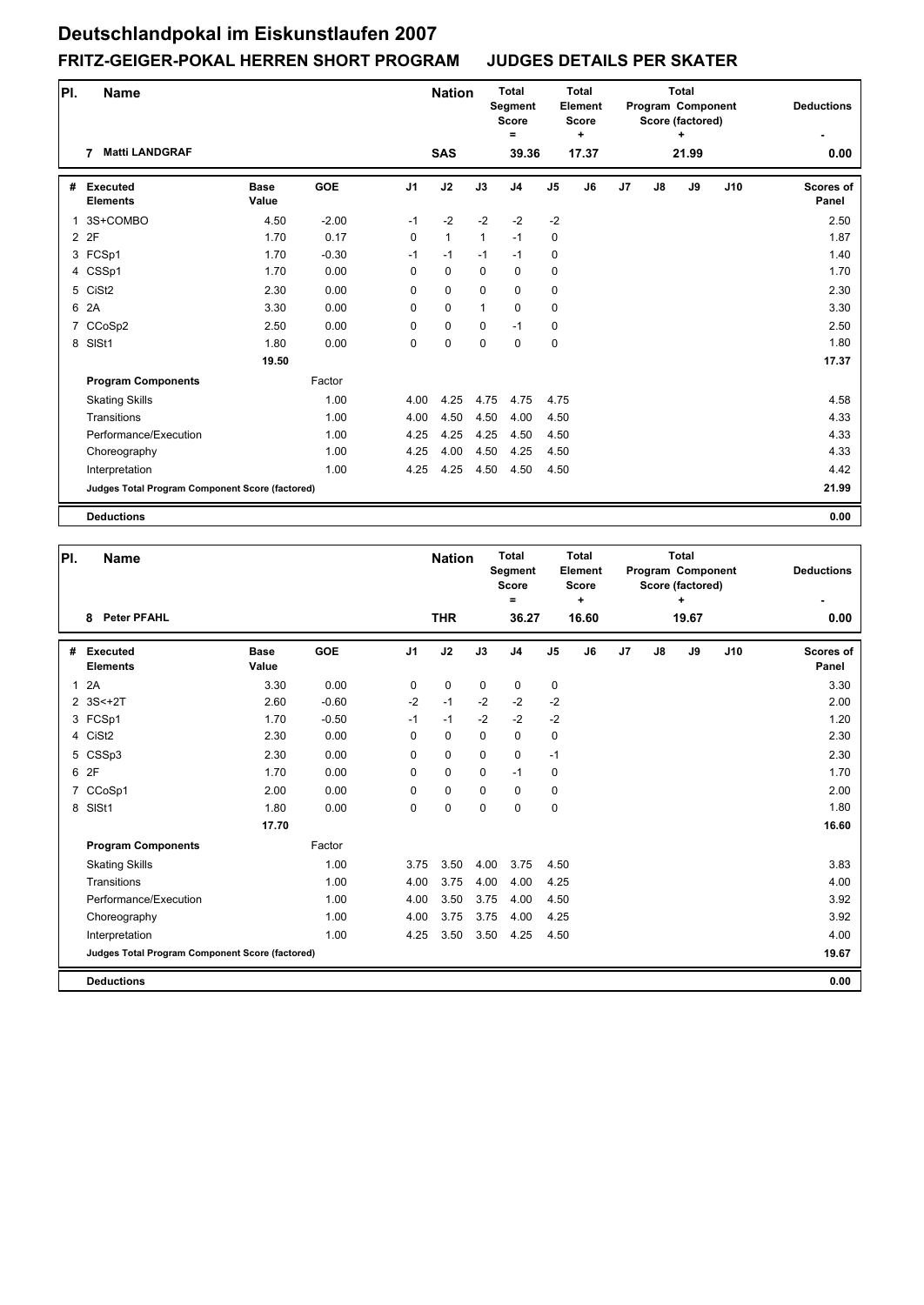# Deutschlandpokal im Eiskunstlaufen 2007

## FRITZ-GEIGER-POKAL HERREN SHORT PROGRAM JUDGES DETAILS PER SKATER

| Pl. | Name | | | Nation | Total Segment Score = | Total Element Score + | Total Program Component Score (factored) + | Deductions - |
|---|---|---|---|---|---|---|---|---|
| 7 | Matti LANDGRAF | | | SAS | 39.36 | 17.37 | 21.99 | 0.00 |

| # | Executed Elements | Base Value | GOE | J1 | J2 | J3 | J4 | J5 | J6 | J7 | J8 | J9 | J10 | Scores of Panel |
|---|---|---|---|---|---|---|---|---|---|---|---|---|---|---|
| 1 | 3S+COMBO | 4.50 | -2.00 | -1 | -2 | -2 | -2 | -2 | | | | | | 2.50 |
| 2 | 2F | 1.70 | 0.17 | 0 | 1 | 1 | -1 | 0 | | | | | | 1.87 |
| 3 | FCSp1 | 1.70 | -0.30 | -1 | -1 | -1 | -1 | 0 | | | | | | 1.40 |
| 4 | CSSp1 | 1.70 | 0.00 | 0 | 0 | 0 | 0 | 0 | | | | | | 1.70 |
| 5 | CiSt2 | 2.30 | 0.00 | 0 | 0 | 0 | 0 | 0 | | | | | | 2.30 |
| 6 | 2A | 3.30 | 0.00 | 0 | 0 | 1 | 0 | 0 | | | | | | 3.30 |
| 7 | CCoSp2 | 2.50 | 0.00 | 0 | 0 | 0 | -1 | 0 | | | | | | 2.50 |
| 8 | SlSt1 | 1.80 | 0.00 | 0 | 0 | 0 | 0 | 0 | | | | | | 1.80 |
| | | 19.50 | | | | | | | | | | | | 17.37 |
| | **Program Components** | | Factor | | | | | | | | | | | |
| | Skating Skills | | 1.00 | 4.00 | 4.25 | 4.75 | 4.75 | 4.75 | | | | | | 4.58 |
| | Transitions | | 1.00 | 4.00 | 4.50 | 4.50 | 4.00 | 4.50 | | | | | | 4.33 |
| | Performance/Execution | | 1.00 | 4.25 | 4.25 | 4.25 | 4.50 | 4.50 | | | | | | 4.33 |
| | Choreography | | 1.00 | 4.25 | 4.00 | 4.50 | 4.25 | 4.50 | | | | | | 4.33 |
| | Interpretation | | 1.00 | 4.25 | 4.25 | 4.50 | 4.50 | 4.50 | | | | | | 4.42 |
| | **Judges Total Program Component Score (factored)** | | | | | | | | | | | | | 21.99 |
| | **Deductions** | | | | | | | | | | | | | 0.00 |

| Pl. | Name | | | Nation | Total Segment Score = | Total Element Score + | Total Program Component Score (factored) + | Deductions - |
|---|---|---|---|---|---|---|---|---|
| 8 | Peter PFAHL | | | THR | 36.27 | 16.60 | 19.67 | 0.00 |

| # | Executed Elements | Base Value | GOE | J1 | J2 | J3 | J4 | J5 | J6 | J7 | J8 | J9 | J10 | Scores of Panel |
|---|---|---|---|---|---|---|---|---|---|---|---|---|---|---|
| 1 | 2A | 3.30 | 0.00 | 0 | 0 | 0 | 0 | 0 | | | | | | 3.30 |
| 2 | 3S<+2T | 2.60 | -0.60 | -2 | -1 | -2 | -2 | -2 | | | | | | 2.00 |
| 3 | FCSp1 | 1.70 | -0.50 | -1 | -1 | -2 | -2 | -2 | | | | | | 1.20 |
| 4 | CiSt2 | 2.30 | 0.00 | 0 | 0 | 0 | 0 | 0 | | | | | | 2.30 |
| 5 | CSSp3 | 2.30 | 0.00 | 0 | 0 | 0 | 0 | -1 | | | | | | 2.30 |
| 6 | 2F | 1.70 | 0.00 | 0 | 0 | 0 | -1 | 0 | | | | | | 1.70 |
| 7 | CCoSp1 | 2.00 | 0.00 | 0 | 0 | 0 | 0 | 0 | | | | | | 2.00 |
| 8 | SlSt1 | 1.80 | 0.00 | 0 | 0 | 0 | 0 | 0 | | | | | | 1.80 |
| | | 17.70 | | | | | | | | | | | | 16.60 |
| | **Program Components** | | Factor | | | | | | | | | | | |
| | Skating Skills | | 1.00 | 3.75 | 3.50 | 4.00 | 3.75 | 4.50 | | | | | | 3.83 |
| | Transitions | | 1.00 | 4.00 | 3.75 | 4.00 | 4.00 | 4.25 | | | | | | 4.00 |
| | Performance/Execution | | 1.00 | 4.00 | 3.50 | 3.75 | 4.00 | 4.50 | | | | | | 3.92 |
| | Choreography | | 1.00 | 4.00 | 3.75 | 3.75 | 4.00 | 4.25 | | | | | | 3.92 |
| | Interpretation | | 1.00 | 4.25 | 3.50 | 3.50 | 4.25 | 4.50 | | | | | | 4.00 |
| | **Judges Total Program Component Score (factored)** | | | | | | | | | | | | | 19.67 |
| | **Deductions** | | | | | | | | | | | | | 0.00 |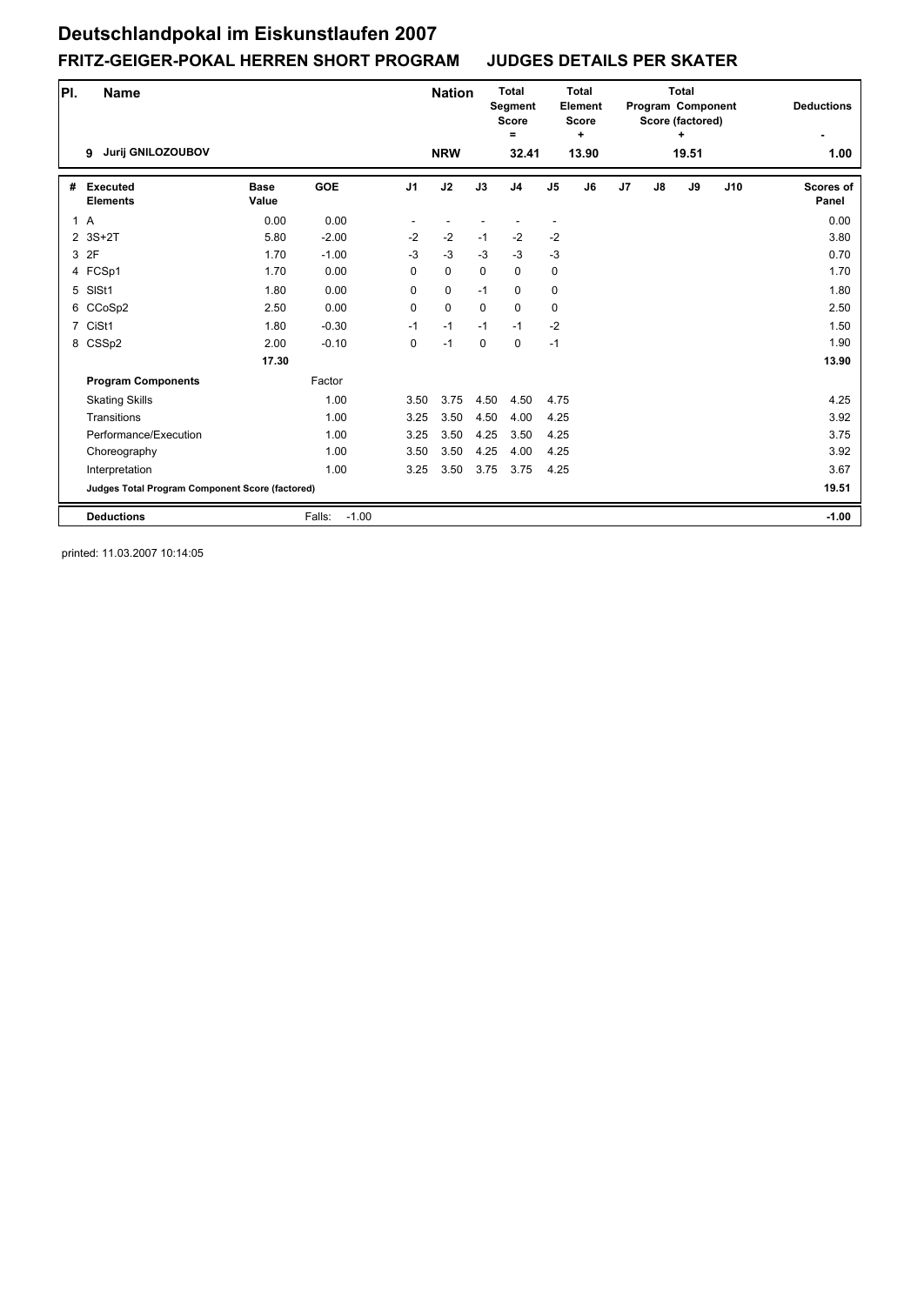# Deutschlandpokal im Eiskunstlaufen 2007

## FRITZ-GEIGER-POKAL HERREN SHORT PROGRAM JUDGES DETAILS PER SKATER

| Pl. | Name | Nation | Total Segment Score = | Total Element Score + | Total Program Component Score (factored) + | Deductions - |
|---|---|---|---|---|---|---|
| 9 | Jurij GNILOZOUBOV | NRW | 32.41 | 13.90 | 19.51 | 1.00 |

| # | Executed Elements | Base Value | GOE | J1 | J2 | J3 | J4 | J5 | J6 | J7 | J8 | J9 | J10 | Scores of Panel |
|---|---|---|---|---|---|---|---|---|---|---|---|---|---|---|
| 1 | A | 0.00 | 0.00 | - | - | - | - | - | | | | | | 0.00 |
| 2 | 3S+2T | 5.80 | -2.00 | -2 | -2 | -1 | -2 | -2 | | | | | | 3.80 |
| 3 | 2F | 1.70 | -1.00 | -3 | -3 | -3 | -3 | -3 | | | | | | 0.70 |
| 4 | FCSp1 | 1.70 | 0.00 | 0 | 0 | 0 | 0 | 0 | | | | | | 1.70 |
| 5 | SlSt1 | 1.80 | 0.00 | 0 | 0 | -1 | 0 | 0 | | | | | | 1.80 |
| 6 | CCoSp2 | 2.50 | 0.00 | 0 | 0 | 0 | 0 | 0 | | | | | | 2.50 |
| 7 | CiSt1 | 1.80 | -0.30 | -1 | -1 | -1 | -1 | -2 | | | | | | 1.50 |
| 8 | CSSp2 | 2.00 | -0.10 | 0 | -1 | 0 | 0 | -1 | | | | | | 1.90 |
| | | 17.30 | | | | | | | | | | | | 13.90 |
| | **Program Components** | | Factor | | | | | | | | | | | |
| | Skating Skills | | 1.00 | 3.50 | 3.75 | 4.50 | 4.50 | 4.75 | | | | | | 4.25 |
| | Transitions | | 1.00 | 3.25 | 3.50 | 4.50 | 4.00 | 4.25 | | | | | | 3.92 |
| | Performance/Execution | | 1.00 | 3.25 | 3.50 | 4.25 | 3.50 | 4.25 | | | | | | 3.75 |
| | Choreography | | 1.00 | 3.50 | 3.50 | 4.25 | 4.00 | 4.25 | | | | | | 3.92 |
| | Interpretation | | 1.00 | 3.25 | 3.50 | 3.75 | 3.75 | 4.25 | | | | | | 3.67 |
| | **Judges Total Program Component Score (factored)** | | | | | | | | | | | | | 19.51 |
| | **Deductions** | | Falls: -1.00 | | | | | | | | | | | -1.00 |

printed: 11.03.2007 10:14:05